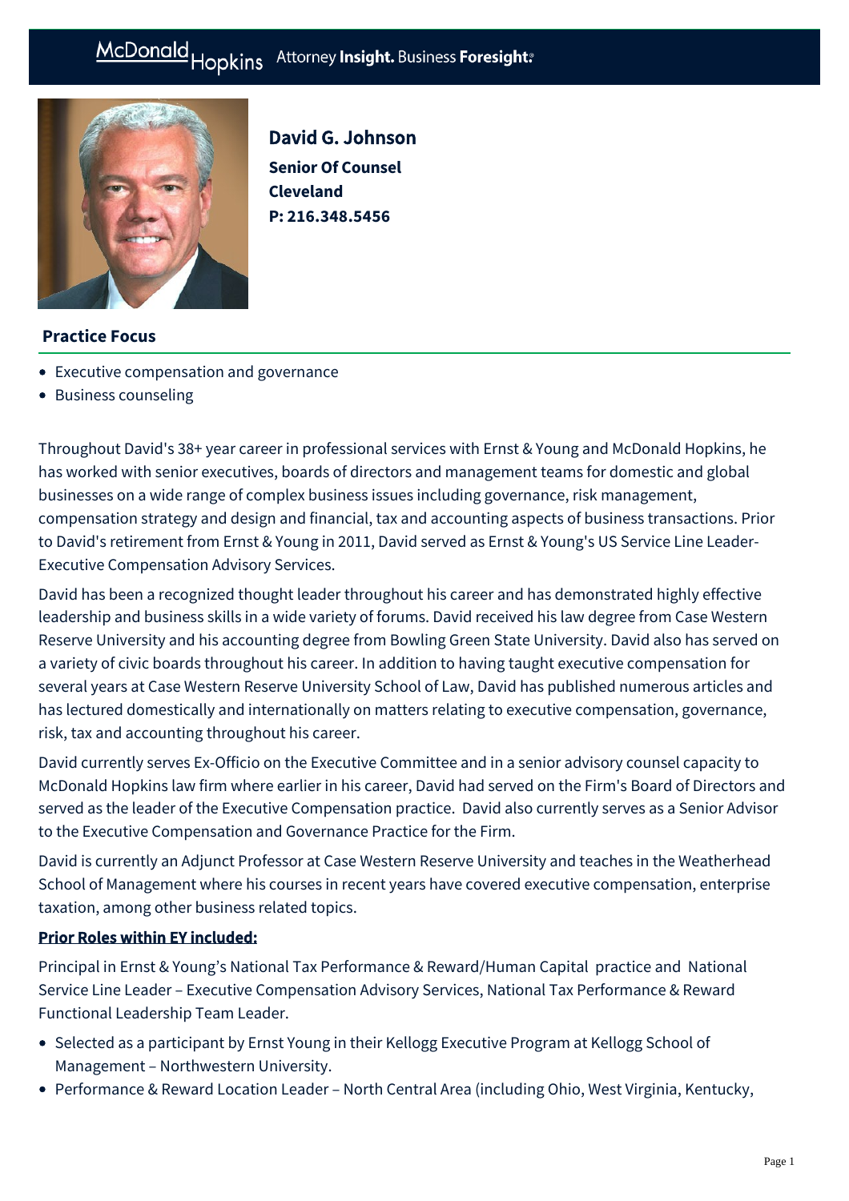# David G. Johnson

**Senior Of Counsel**
**Cleveland**
**P: 216.348.5456**

## Practice Focus

- Executive compensation and governance
- Business counseling

Throughout David's 38+ year career in professional services with Ernst & Young and McDonald Hopkins, he has worked with senior executives, boards of directors and management teams for domestic and global businesses on a wide range of complex business issues including governance, risk management, compensation strategy and design and financial, tax and accounting aspects of business transactions. Prior to David's retirement from Ernst & Young in 2011, David served as Ernst & Young's US Service Line Leader-Executive Compensation Advisory Services.

David has been a recognized thought leader throughout his career and has demonstrated highly effective leadership and business skills in a wide variety of forums. David received his law degree from Case Western Reserve University and his accounting degree from Bowling Green State University. David also has served on a variety of civic boards throughout his career. In addition to having taught executive compensation for several years at Case Western Reserve University School of Law, David has published numerous articles and has lectured domestically and internationally on matters relating to executive compensation, governance, risk, tax and accounting throughout his career.

David currently serves Ex-Officio on the Executive Committee and in a senior advisory counsel capacity to McDonald Hopkins law firm where earlier in his career, David had served on the Firm's Board of Directors and served as the leader of the Executive Compensation practice. David also currently serves as a Senior Advisor to the Executive Compensation and Governance Practice for the Firm.

David is currently an Adjunct Professor at Case Western Reserve University and teaches in the Weatherhead School of Management where his courses in recent years have covered executive compensation, enterprise taxation, among other business related topics.

**Prior Roles within EY included:**

Principal in Ernst & Young's National Tax Performance & Reward/Human Capital practice and National Service Line Leader – Executive Compensation Advisory Services, National Tax Performance & Reward Functional Leadership Team Leader.

- Selected as a participant by Ernst Young in their Kellogg Executive Program at Kellogg School of Management – Northwestern University.
- Performance & Reward Location Leader – North Central Area (including Ohio, West Virginia, Kentucky,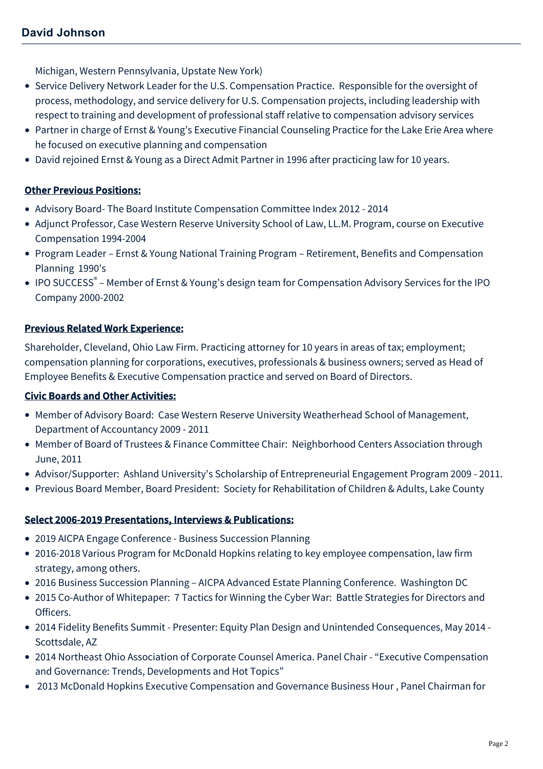Michigan, Western Pennsylvania, Upstate New York)

- Service Delivery Network Leader for the U.S. Compensation Practice. Responsible for the oversight of process, methodology, and service delivery for U.S. Compensation projects, including leadership with respect to training and development of professional staff relative to compensation advisory services
- Partner in charge of Ernst & Young's Executive Financial Counseling Practice for the Lake Erie Area where he focused on executive planning and compensation
- David rejoined Ernst & Young as a Direct Admit Partner in 1996 after practicing law for 10 years.

**Other Previous Positions:**

- Advisory Board- The Board Institute Compensation Committee Index 2012 - 2014
- Adjunct Professor, Case Western Reserve University School of Law, LL.M. Program, course on Executive Compensation 1994-2004
- Program Leader – Ernst & Young National Training Program – Retirement, Benefits and Compensation Planning 1990's
- IPO SUCCESS® – Member of Ernst & Young's design team for Compensation Advisory Services for the IPO Company 2000-2002

**Previous Related Work Experience:**

Shareholder, Cleveland, Ohio Law Firm. Practicing attorney for 10 years in areas of tax; employment; compensation planning for corporations, executives, professionals & business owners; served as Head of Employee Benefits & Executive Compensation practice and served on Board of Directors.

**Civic Boards and Other Activities:**

- Member of Advisory Board: Case Western Reserve University Weatherhead School of Management, Department of Accountancy 2009 - 2011
- Member of Board of Trustees & Finance Committee Chair: Neighborhood Centers Association through June, 2011
- Advisor/Supporter: Ashland University's Scholarship of Entrepreneurial Engagement Program 2009 - 2011.
- Previous Board Member, Board President: Society for Rehabilitation of Children & Adults, Lake County

**Select 2006-2019 Presentations, Interviews & Publications:**

- 2019 AICPA Engage Conference - Business Succession Planning
- 2016-2018 Various Program for McDonald Hopkins relating to key employee compensation, law firm strategy, among others.
- 2016 Business Succession Planning – AICPA Advanced Estate Planning Conference. Washington DC
- 2015 Co-Author of Whitepaper: 7 Tactics for Winning the Cyber War: Battle Strategies for Directors and Officers.
- 2014 Fidelity Benefits Summit - Presenter: Equity Plan Design and Unintended Consequences, May 2014 - Scottsdale, AZ
- 2014 Northeast Ohio Association of Corporate Counsel America. Panel Chair - "Executive Compensation and Governance: Trends, Developments and Hot Topics"
- 2013 McDonald Hopkins Executive Compensation and Governance Business Hour , Panel Chairman for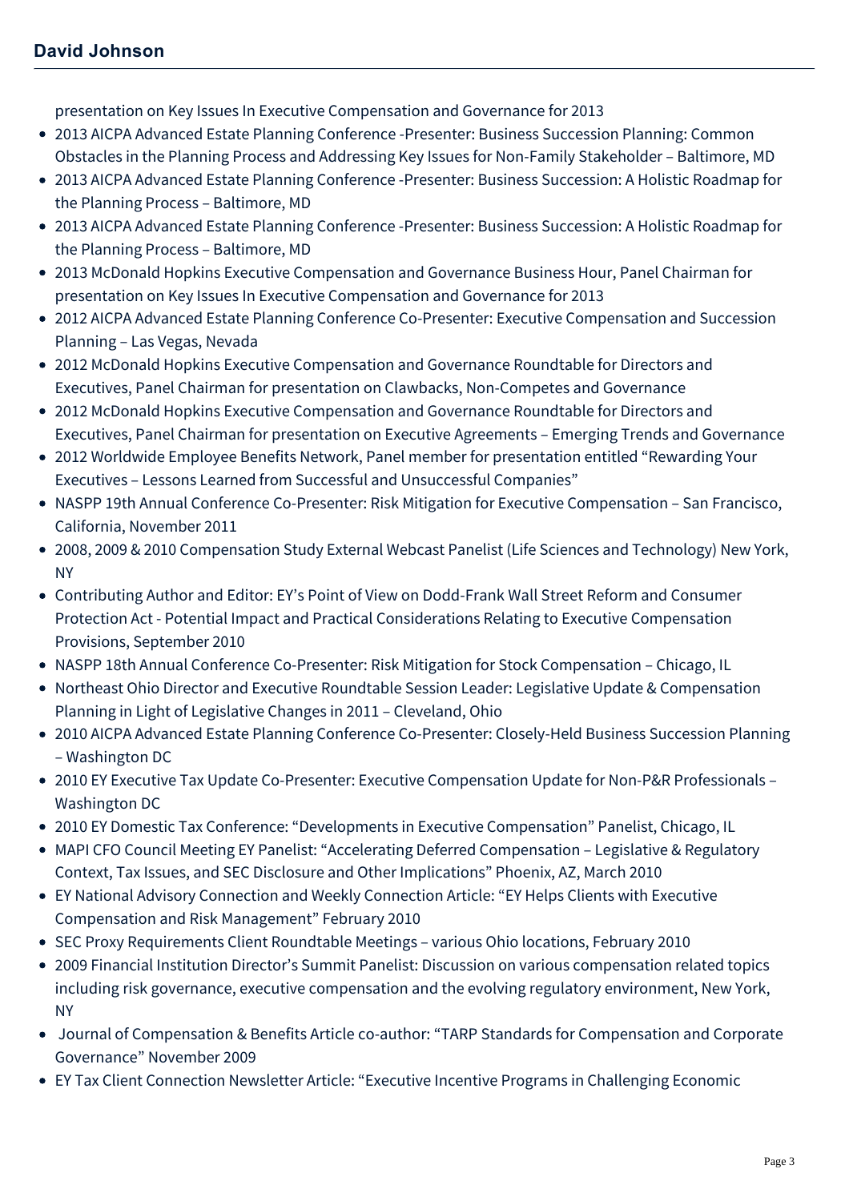presentation on Key Issues In Executive Compensation and Governance for 2013

- 2013 AICPA Advanced Estate Planning Conference -Presenter: Business Succession Planning: Common Obstacles in the Planning Process and Addressing Key Issues for Non-Family Stakeholder – Baltimore, MD
- 2013 AICPA Advanced Estate Planning Conference -Presenter: Business Succession: A Holistic Roadmap for the Planning Process – Baltimore, MD
- 2013 AICPA Advanced Estate Planning Conference -Presenter: Business Succession: A Holistic Roadmap for the Planning Process – Baltimore, MD
- 2013 McDonald Hopkins Executive Compensation and Governance Business Hour, Panel Chairman for presentation on Key Issues In Executive Compensation and Governance for 2013
- 2012 AICPA Advanced Estate Planning Conference Co-Presenter: Executive Compensation and Succession Planning – Las Vegas, Nevada
- 2012 McDonald Hopkins Executive Compensation and Governance Roundtable for Directors and Executives, Panel Chairman for presentation on Clawbacks, Non-Competes and Governance
- 2012 McDonald Hopkins Executive Compensation and Governance Roundtable for Directors and Executives, Panel Chairman for presentation on Executive Agreements – Emerging Trends and Governance
- 2012 Worldwide Employee Benefits Network, Panel member for presentation entitled "Rewarding Your Executives – Lessons Learned from Successful and Unsuccessful Companies"
- NASPP 19th Annual Conference Co-Presenter: Risk Mitigation for Executive Compensation – San Francisco, California, November 2011
- 2008, 2009 & 2010 Compensation Study External Webcast Panelist (Life Sciences and Technology) New York, NY
- Contributing Author and Editor: EY's Point of View on Dodd-Frank Wall Street Reform and Consumer Protection Act - Potential Impact and Practical Considerations Relating to Executive Compensation Provisions, September 2010
- NASPP 18th Annual Conference Co-Presenter: Risk Mitigation for Stock Compensation – Chicago, IL
- Northeast Ohio Director and Executive Roundtable Session Leader: Legislative Update & Compensation Planning in Light of Legislative Changes in 2011 – Cleveland, Ohio
- 2010 AICPA Advanced Estate Planning Conference Co-Presenter: Closely-Held Business Succession Planning – Washington DC
- 2010 EY Executive Tax Update Co-Presenter: Executive Compensation Update for Non-P&R Professionals – Washington DC
- 2010 EY Domestic Tax Conference: "Developments in Executive Compensation" Panelist, Chicago, IL
- MAPI CFO Council Meeting EY Panelist: "Accelerating Deferred Compensation – Legislative & Regulatory Context, Tax Issues, and SEC Disclosure and Other Implications" Phoenix, AZ, March 2010
- EY National Advisory Connection and Weekly Connection Article: "EY Helps Clients with Executive Compensation and Risk Management" February 2010
- SEC Proxy Requirements Client Roundtable Meetings – various Ohio locations, February 2010
- 2009 Financial Institution Director's Summit Panelist: Discussion on various compensation related topics including risk governance, executive compensation and the evolving regulatory environment, New York, NY
- Journal of Compensation & Benefits Article co-author: "TARP Standards for Compensation and Corporate Governance" November 2009
- EY Tax Client Connection Newsletter Article: "Executive Incentive Programs in Challenging Economic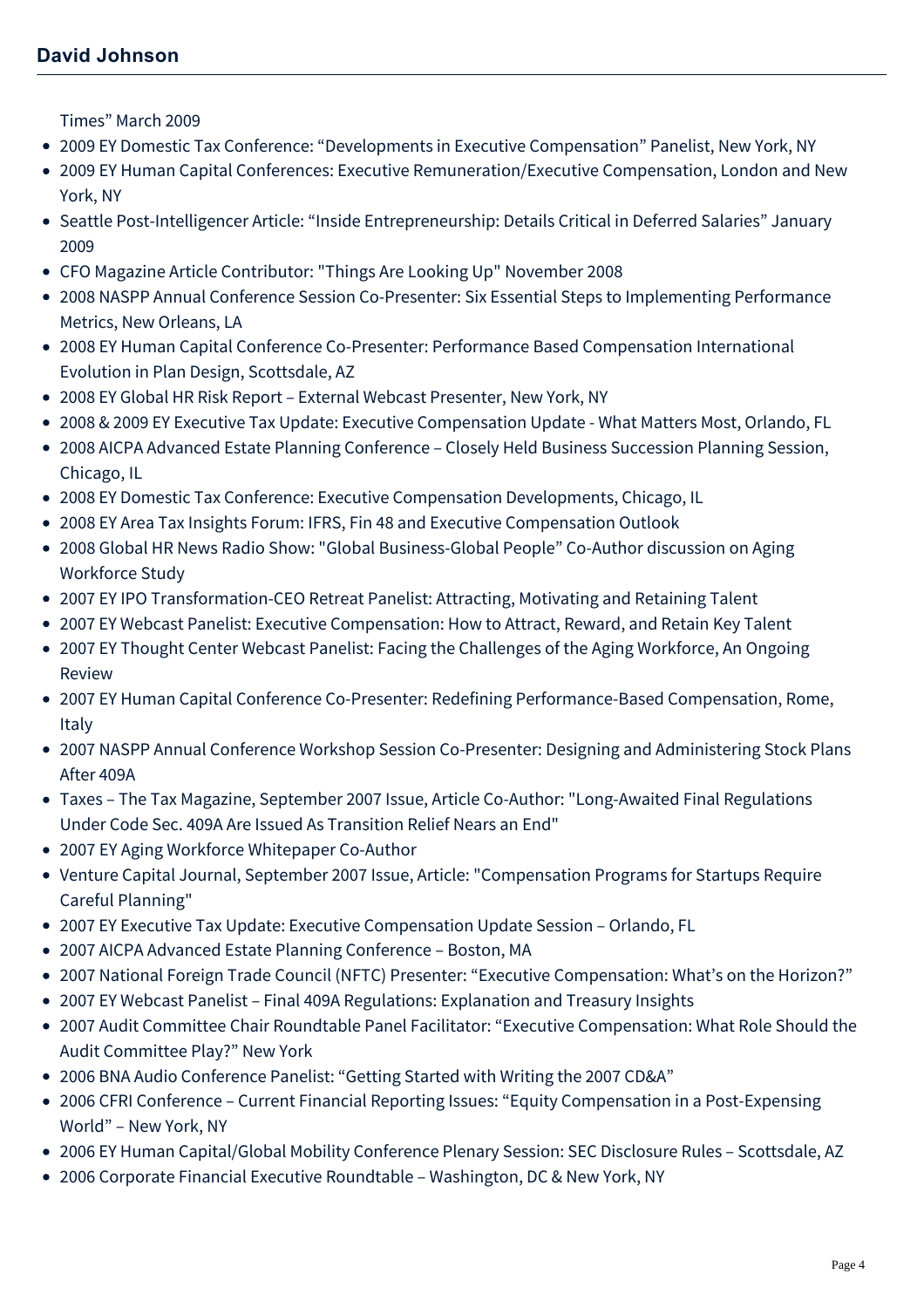Times" March 2009

- 2009 EY Domestic Tax Conference: "Developments in Executive Compensation" Panelist, New York, NY
- 2009 EY Human Capital Conferences: Executive Remuneration/Executive Compensation, London and New York, NY
- Seattle Post-Intelligencer Article: "Inside Entrepreneurship: Details Critical in Deferred Salaries" January 2009
- CFO Magazine Article Contributor: "Things Are Looking Up" November 2008
- 2008 NASPP Annual Conference Session Co-Presenter: Six Essential Steps to Implementing Performance Metrics, New Orleans, LA
- 2008 EY Human Capital Conference Co-Presenter: Performance Based Compensation International Evolution in Plan Design, Scottsdale, AZ
- 2008 EY Global HR Risk Report – External Webcast Presenter, New York, NY
- 2008 & 2009 EY Executive Tax Update: Executive Compensation Update - What Matters Most, Orlando, FL
- 2008 AICPA Advanced Estate Planning Conference – Closely Held Business Succession Planning Session, Chicago, IL
- 2008 EY Domestic Tax Conference: Executive Compensation Developments, Chicago, IL
- 2008 EY Area Tax Insights Forum: IFRS, Fin 48 and Executive Compensation Outlook
- 2008 Global HR News Radio Show: "Global Business-Global People" Co-Author discussion on Aging Workforce Study
- 2007 EY IPO Transformation-CEO Retreat Panelist: Attracting, Motivating and Retaining Talent
- 2007 EY Webcast Panelist: Executive Compensation: How to Attract, Reward, and Retain Key Talent
- 2007 EY Thought Center Webcast Panelist: Facing the Challenges of the Aging Workforce, An Ongoing Review
- 2007 EY Human Capital Conference Co-Presenter: Redefining Performance-Based Compensation, Rome, Italy
- 2007 NASPP Annual Conference Workshop Session Co-Presenter: Designing and Administering Stock Plans After 409A
- Taxes – The Tax Magazine, September 2007 Issue, Article Co-Author: "Long-Awaited Final Regulations Under Code Sec. 409A Are Issued As Transition Relief Nears an End"
- 2007 EY Aging Workforce Whitepaper Co-Author
- Venture Capital Journal, September 2007 Issue, Article: "Compensation Programs for Startups Require Careful Planning"
- 2007 EY Executive Tax Update: Executive Compensation Update Session – Orlando, FL
- 2007 AICPA Advanced Estate Planning Conference – Boston, MA
- 2007 National Foreign Trade Council (NFTC) Presenter: "Executive Compensation: What's on the Horizon?"
- 2007 EY Webcast Panelist – Final 409A Regulations: Explanation and Treasury Insights
- 2007 Audit Committee Chair Roundtable Panel Facilitator: "Executive Compensation: What Role Should the Audit Committee Play?" New York
- 2006 BNA Audio Conference Panelist: "Getting Started with Writing the 2007 CD&A"
- 2006 CFRI Conference – Current Financial Reporting Issues: "Equity Compensation in a Post-Expensing World" – New York, NY
- 2006 EY Human Capital/Global Mobility Conference Plenary Session: SEC Disclosure Rules – Scottsdale, AZ
- 2006 Corporate Financial Executive Roundtable – Washington, DC & New York, NY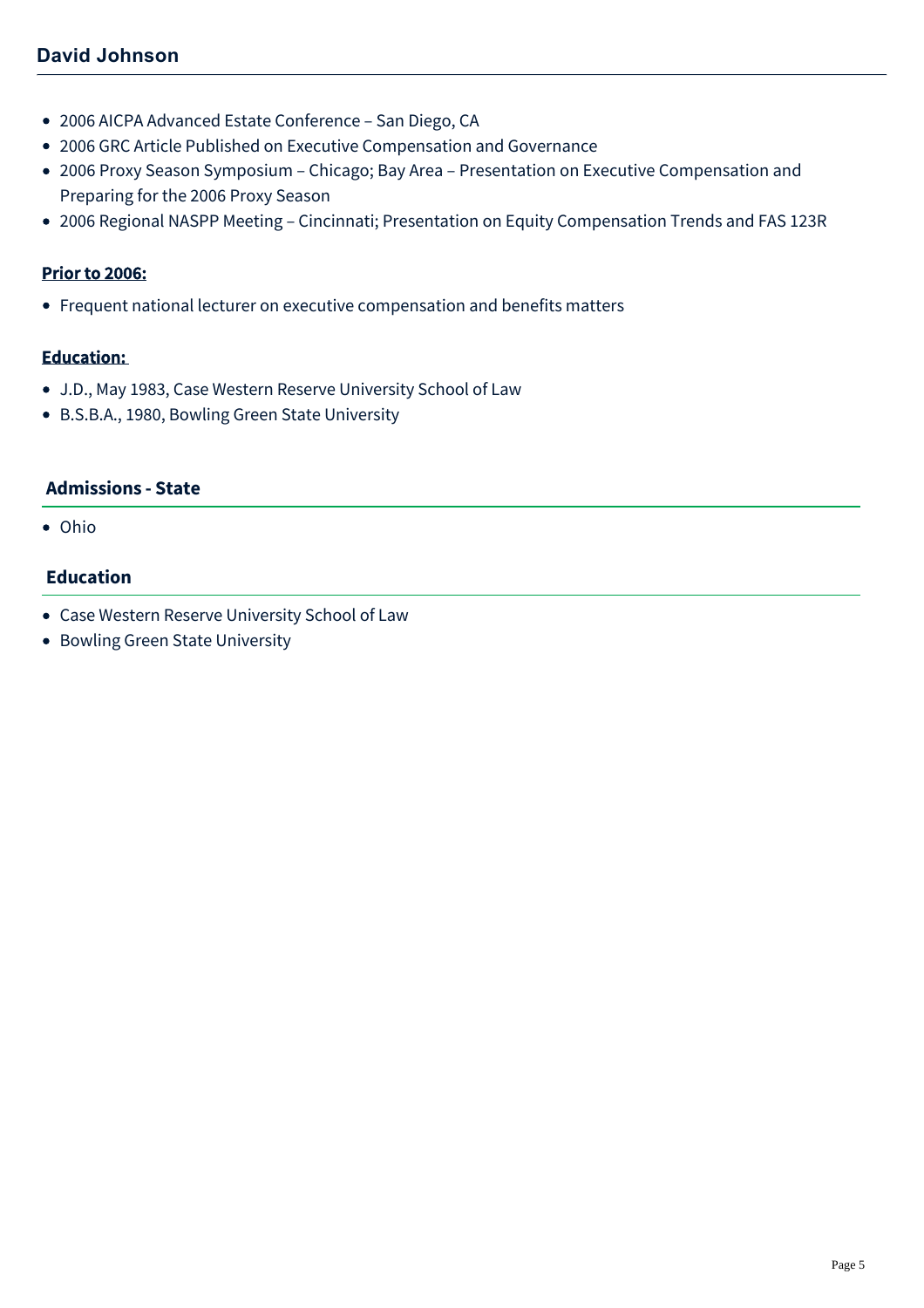- 2006 AICPA Advanced Estate Conference – San Diego, CA
- 2006 GRC Article Published on Executive Compensation and Governance
- 2006 Proxy Season Symposium – Chicago; Bay Area – Presentation on Executive Compensation and Preparing for the 2006 Proxy Season
- 2006 Regional NASPP Meeting – Cincinnati; Presentation on Equity Compensation Trends and FAS 123R

**Prior to 2006:**

- Frequent national lecturer on executive compensation and benefits matters

**Education:**

- J.D., May 1983, Case Western Reserve University School of Law
- B.S.B.A., 1980, Bowling Green State University

## Admissions - State

- Ohio

## Education

- Case Western Reserve University School of Law
- Bowling Green State University